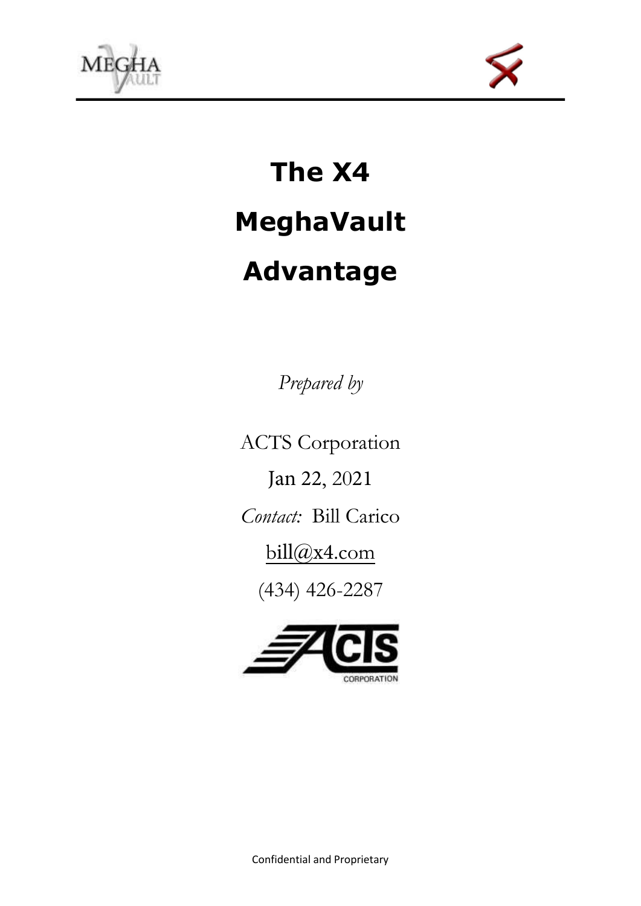# The X4 MeghaVault Advantage

*Prepared by*

ACTS Corporation

Jan 22, 2021

*Contact:* Bill Carico

bill@x4.com

(434) 426-2287

Confidential and Proprietary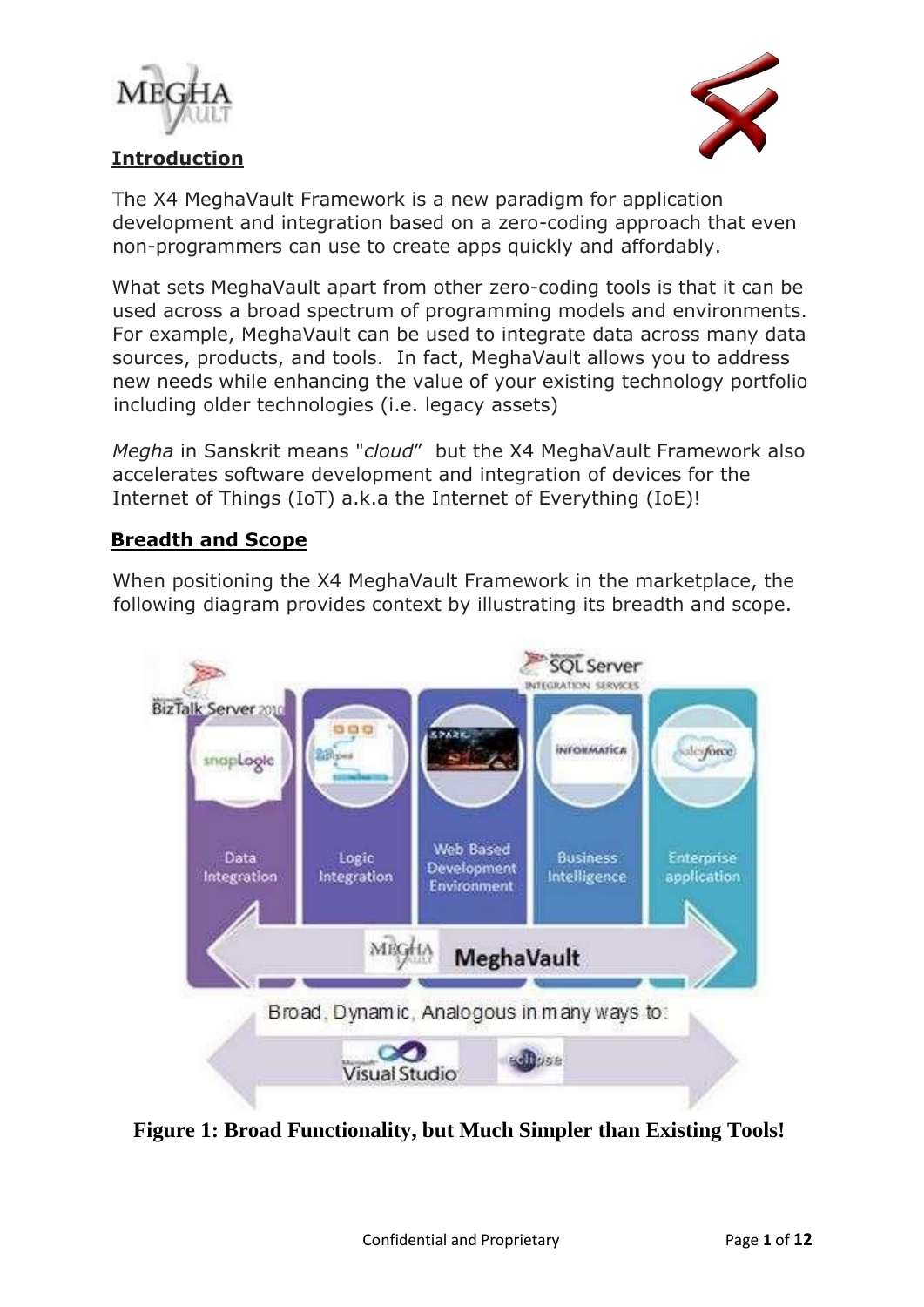## Introduction

The X4 MeghaVault Framework is a new paradigm for application development and integration based on a zero-coding approach that even non-programmers can use to create apps quickly and affordably.

What sets MeghaVault apart from other zero-coding tools is that it can be used across a broad spectrum of programming models and environments. For example, MeghaVault can be used to integrate data across many data sources, products, and tools. In fact, MeghaVault allows you to address new needs while enhancing the value of your existing technology portfolio including older technologies (i.e. legacy assets)

*Megha* in Sanskrit means "*cloud*" but the X4 MeghaVault Framework also accelerates software development and integration of devices for the Internet of Things (IoT) a.k.a the Internet of Everything (IoE)!

## Breadth and Scope

When positioning the X4 MeghaVault Framework in the marketplace, the following diagram provides context by illustrating its breadth and scope.

**Figure 1: Broad Functionality, but Much Simpler than Existing Tools!**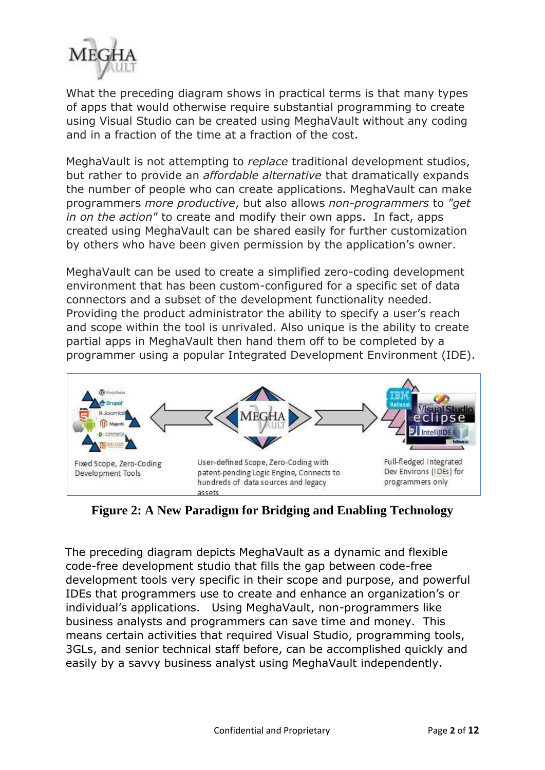What the preceding diagram shows in practical terms is that many types of apps that would otherwise require substantial programming to create using Visual Studio can be created using MeghaVault without any coding and in a fraction of the time at a fraction of the cost.

MeghaVault is not attempting to *replace* traditional development studios, but rather to provide an *affordable alternative* that dramatically expands the number of people who can create applications. MeghaVault can make programmers *more productive*, but also allows *non-programmers* to *"get in on the action"* to create and modify their own apps. In fact, apps created using MeghaVault can be shared easily for further customization by others who have been given permission by the application's owner.

MeghaVault can be used to create a simplified zero-coding development environment that has been custom-configured for a specific set of data connectors and a subset of the development functionality needed. Providing the product administrator the ability to specify a user's reach and scope within the tool is unrivaled. Also unique is the ability to create partial apps in MeghaVault then hand them off to be completed by a programmer using a popular Integrated Development Environment (IDE).

Fixed Scope, Zero-Coding Development Tools

User-defined Scope, Zero-Coding with patent-pending Logic Engine, Connects to hundreds of data sources and legacy assets

Full-fledged Integrated Dev Environs (IDEs) for programmers only

**Figure 2: A New Paradigm for Bridging and Enabling Technology**

The preceding diagram depicts MeghaVault as a dynamic and flexible code-free development studio that fills the gap between code-free development tools very specific in their scope and purpose, and powerful IDEs that programmers use to create and enhance an organization's or individual's applications. Using MeghaVault, non-programmers like business analysts and programmers can save time and money. This means certain activities that required Visual Studio, programming tools, 3GLs, and senior technical staff before, can be accomplished quickly and easily by a savvy business analyst using MeghaVault independently.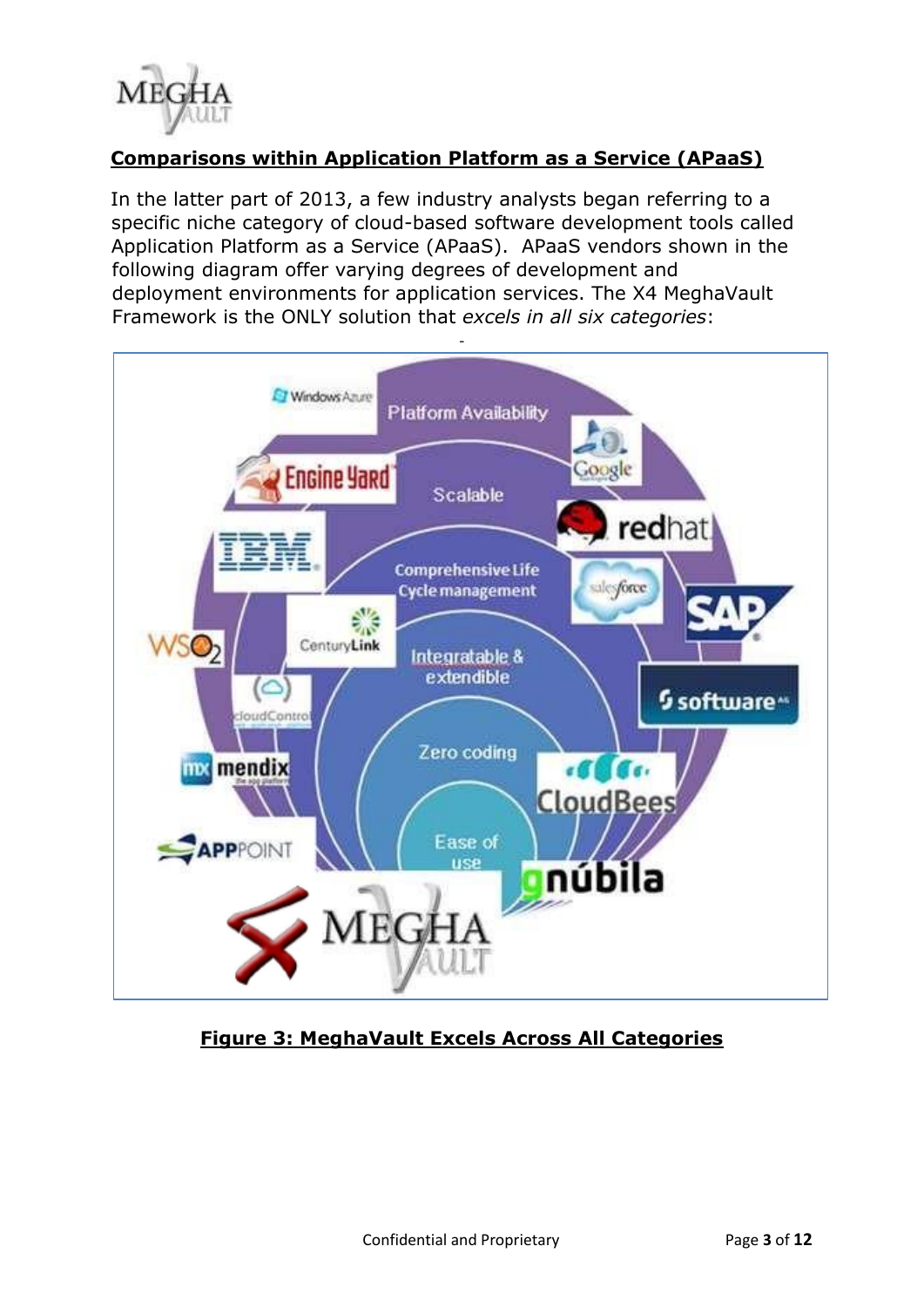## Comparisons within Application Platform as a Service (APaaS)

In the latter part of 2013, a few industry analysts began referring to a specific niche category of cloud-based software development tools called Application Platform as a Service (APaaS). APaaS vendors shown in the following diagram offer varying degrees of development and deployment environments for application services. The X4 MeghaVault Framework is the ONLY solution that *excels in all six categories*:

Windows Azure

Platform Availability

Google

Engine Yard

Scalable

redhat

IBM

Comprehensive Life Cycle management

salesforce

SAP

WSO2

CenturyLink

Integratable & extendible

cloudControl

software AG

mendix

Zero coding

CloudBees

APPPOINT

Ease of use

gnúbila

MEGHA VAULT

**Figure 3: MeghaVault Excels Across All Categories**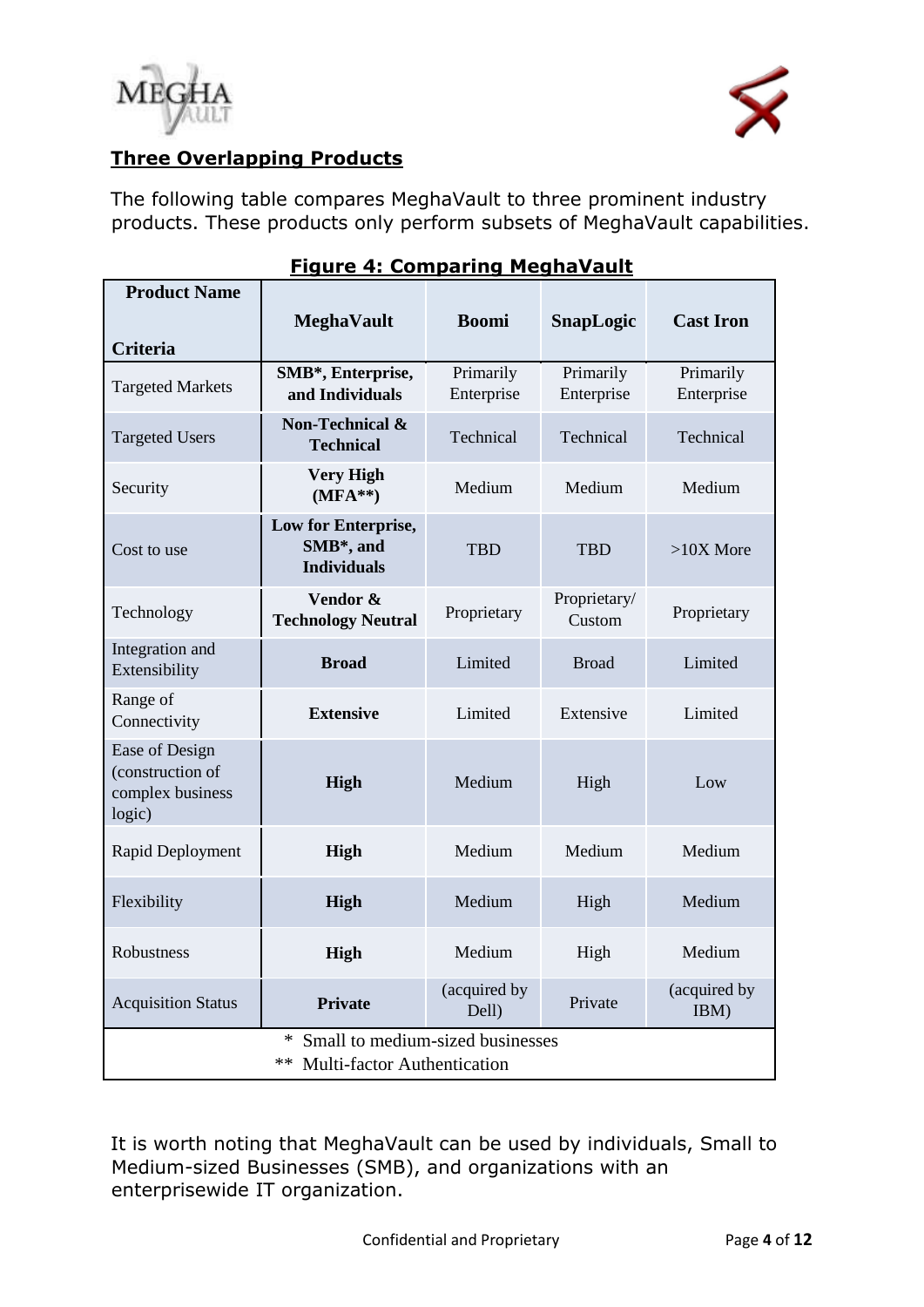## Three Overlapping Products

The following table compares MeghaVault to three prominent industry products. These products only perform subsets of MeghaVault capabilities.

**Figure 4: Comparing MeghaVault**

| **Product Name** / **Criteria** | **MeghaVault** | **Boomi** | **SnapLogic** | **Cast Iron** |
|---|---|---|---|---|
| Targeted Markets | **SMB*, Enterprise, and Individuals** | Primarily Enterprise | Primarily Enterprise | Primarily Enterprise |
| Targeted Users | **Non-Technical & Technical** | Technical | Technical | Technical |
| Security | **Very High (MFA**)** | Medium | Medium | Medium |
| Cost to use | **Low for Enterprise, SMB*, and Individuals** | TBD | TBD | >10X More |
| Technology | **Vendor & Technology Neutral** | Proprietary | Proprietary/ Custom | Proprietary |
| Integration and Extensibility | **Broad** | Limited | Broad | Limited |
| Range of Connectivity | **Extensive** | Limited | Extensive | Limited |
| Ease of Design (construction of complex business logic) | **High** | Medium | High | Low |
| Rapid Deployment | **High** | Medium | Medium | Medium |
| Flexibility | **High** | Medium | High | Medium |
| Robustness | **High** | Medium | High | Medium |
| Acquisition Status | **Private** | (acquired by Dell) | Private | (acquired by IBM) |

\* Small to medium-sized businesses
** Multi-factor Authentication

It is worth noting that MeghaVault can be used by individuals, Small to Medium-sized Businesses (SMB), and organizations with an enterprisewide IT organization.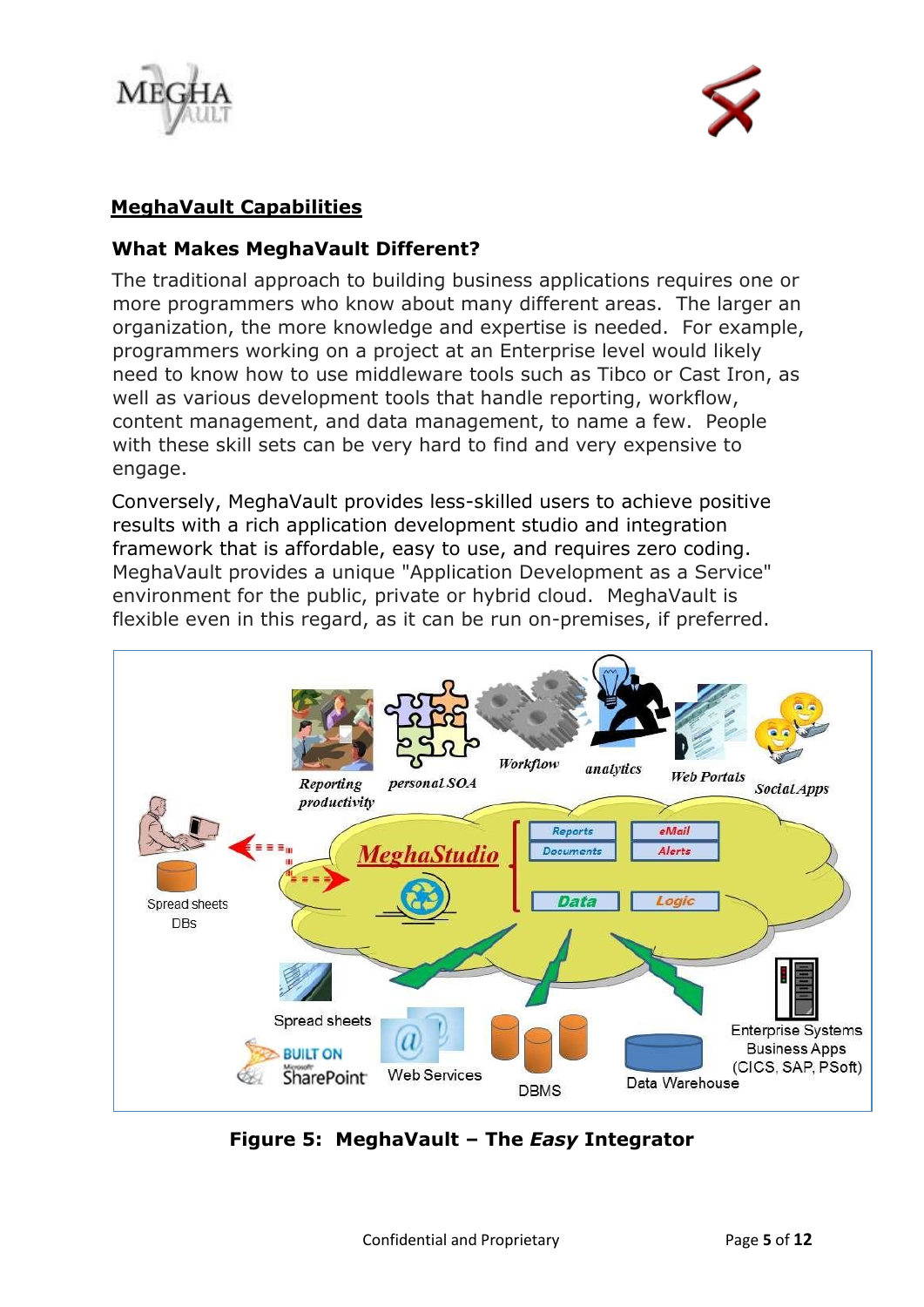## MeghaVault Capabilities

### What Makes MeghaVault Different?

The traditional approach to building business applications requires one or more programmers who know about many different areas. The larger an organization, the more knowledge and expertise is needed. For example, programmers working on a project at an Enterprise level would likely need to know how to use middleware tools such as Tibco or Cast Iron, as well as various development tools that handle reporting, workflow, content management, and data management, to name a few. People with these skill sets can be very hard to find and very expensive to engage.

Conversely, MeghaVault provides less-skilled users to achieve positive results with a rich application development studio and integration framework that is affordable, easy to use, and requires zero coding. MeghaVault provides a unique "Application Development as a Service" environment for the public, private or hybrid cloud. MeghaVault is flexible even in this regard, as it can be run on-premises, if preferred.

**Figure 5: MeghaVault – The *Easy* Integrator**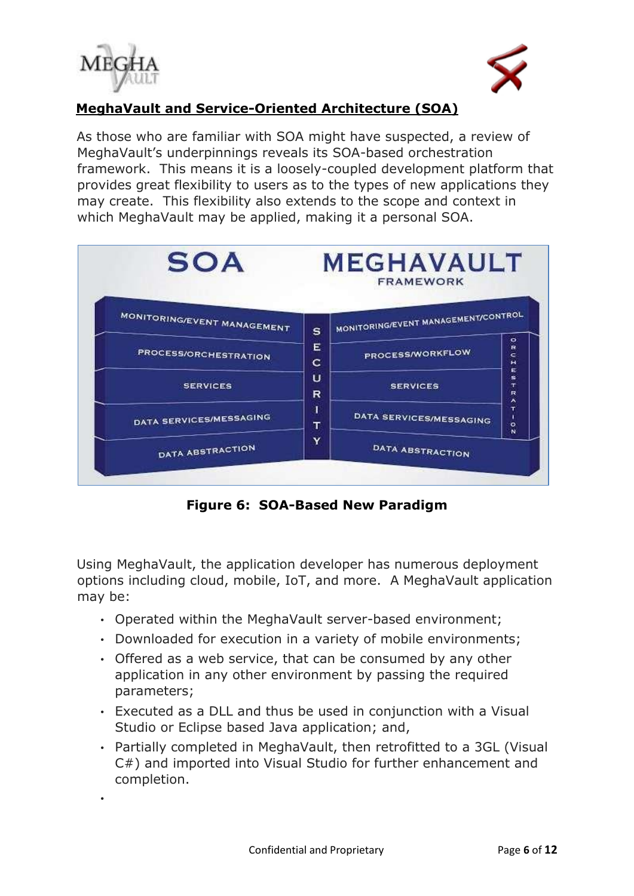## MeghaVault and Service-Oriented Architecture (SOA)

As those who are familiar with SOA might have suspected, a review of MeghaVault's underpinnings reveals its SOA-based orchestration framework. This means it is a loosely-coupled development platform that provides great flexibility to users as to the types of new applications they may create. This flexibility also extends to the scope and context in which MeghaVault may be applied, making it a personal SOA.

| SOA | | MEGHAVAULT FRAMEWORK | |
|---|---|---|---|
| MONITORING/EVENT MANAGEMENT | SECURITY | MONITORING/EVENT MANAGEMENT/CONTROL | |
| PROCESS/ORCHESTRATION | | PROCESS/WORKFLOW | ORCHESTRATION |
| SERVICES | | SERVICES | |
| DATA SERVICES/MESSAGING | | DATA SERVICES/MESSAGING | |
| DATA ABSTRACTION | | DATA ABSTRACTION | |

**Figure 6: SOA-Based New Paradigm**

Using MeghaVault, the application developer has numerous deployment options including cloud, mobile, IoT, and more. A MeghaVault application may be:

- Operated within the MeghaVault server-based environment;
- Downloaded for execution in a variety of mobile environments;
- Offered as a web service, that can be consumed by any other application in any other environment by passing the required parameters;
- Executed as a DLL and thus be used in conjunction with a Visual Studio or Eclipse based Java application; and,
- Partially completed in MeghaVault, then retrofitted to a 3GL (Visual C#) and imported into Visual Studio for further enhancement and completion.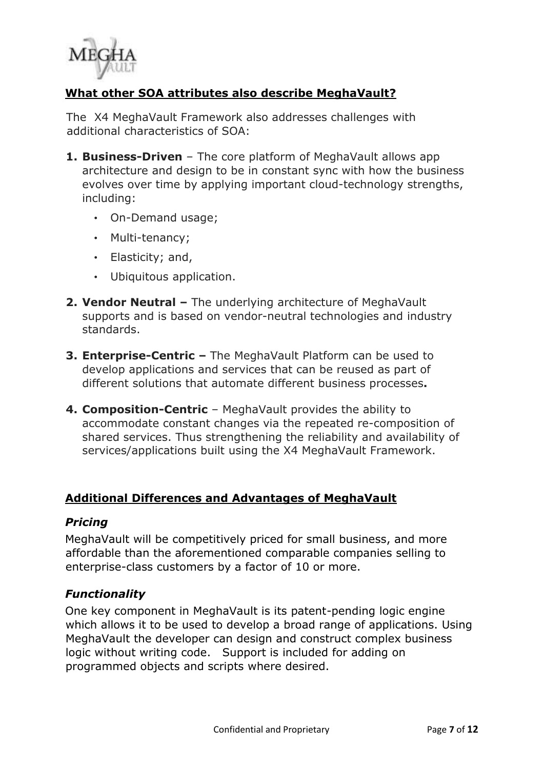## What other SOA attributes also describe MeghaVault?

The X4 MeghaVault Framework also addresses challenges with additional characteristics of SOA:

1. **Business-Driven** – The core platform of MeghaVault allows app architecture and design to be in constant sync with how the business evolves over time by applying important cloud-technology strengths, including:
   - On-Demand usage;
   - Multi-tenancy;
   - Elasticity; and,
   - Ubiquitous application.
2. **Vendor Neutral –** The underlying architecture of MeghaVault supports and is based on vendor-neutral technologies and industry standards.
3. **Enterprise-Centric –** The MeghaVault Platform can be used to develop applications and services that can be reused as part of different solutions that automate different business processes**.**
4. **Composition-Centric** – MeghaVault provides the ability to accommodate constant changes via the repeated re-composition of shared services. Thus strengthening the reliability and availability of services/applications built using the X4 MeghaVault Framework.

## Additional Differences and Advantages of MeghaVault

### *Pricing*

MeghaVault will be competitively priced for small business, and more affordable than the aforementioned comparable companies selling to enterprise-class customers by a factor of 10 or more.

### *Functionality*

One key component in MeghaVault is its patent-pending logic engine which allows it to be used to develop a broad range of applications. Using MeghaVault the developer can design and construct complex business logic without writing code. Support is included for adding on programmed objects and scripts where desired.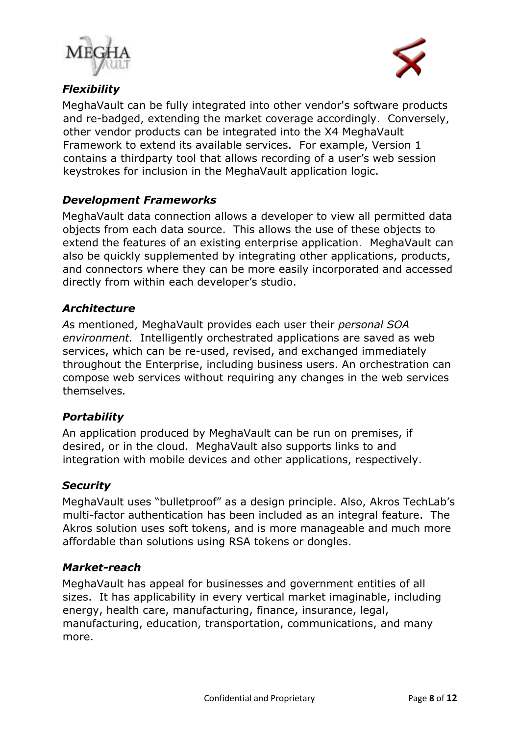### *Flexibility*

MeghaVault can be fully integrated into other vendor's software products and re-badged, extending the market coverage accordingly. Conversely, other vendor products can be integrated into the X4 MeghaVault Framework to extend its available services. For example, Version 1 contains a thirdparty tool that allows recording of a user's web session keystrokes for inclusion in the MeghaVault application logic.

### *Development Frameworks*

MeghaVault data connection allows a developer to view all permitted data objects from each data source. This allows the use of these objects to extend the features of an existing enterprise application. MeghaVault can also be quickly supplemented by integrating other applications, products, and connectors where they can be more easily incorporated and accessed directly from within each developer's studio.

### *Architecture*

*A*s mentioned, MeghaVault provides each user their *personal SOA environment.* Intelligently orchestrated applications are saved as web services, which can be re-used, revised, and exchanged immediately throughout the Enterprise, including business users. An orchestration can compose web services without requiring any changes in the web services themselves*.*

### *Portability*

An application produced by MeghaVault can be run on premises, if desired, or in the cloud. MeghaVault also supports links to and integration with mobile devices and other applications, respectively.

### *Security*

MeghaVault uses "bulletproof" as a design principle. Also, Akros TechLab's multi-factor authentication has been included as an integral feature. The Akros solution uses soft tokens, and is more manageable and much more affordable than solutions using RSA tokens or dongles.

### *Market-reach*

MeghaVault has appeal for businesses and government entities of all sizes. It has applicability in every vertical market imaginable, including energy, health care, manufacturing, finance, insurance, legal, manufacturing, education, transportation, communications, and many more.

Confidential and Proprietary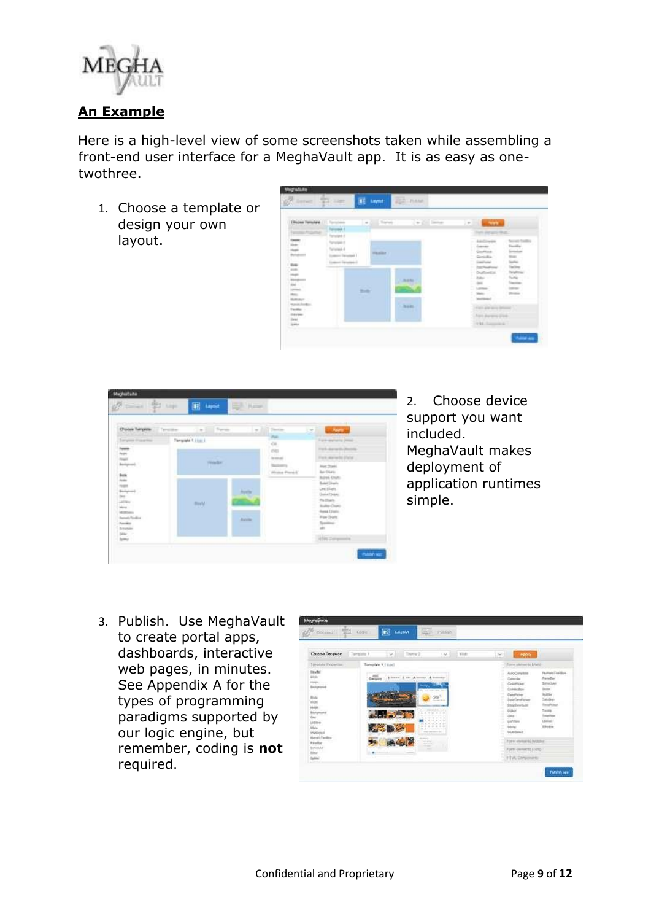## An Example

Here is a high-level view of some screenshots taken while assembling a front-end user interface for a MeghaVault app. It is as easy as one-twothree.

1. Choose a template or design your own layout.

2. Choose device support you want included. MeghaVault makes deployment of application runtimes simple.

3. Publish. Use MeghaVault to create portal apps, dashboards, interactive web pages, in minutes. See Appendix A for the types of programming paradigms supported by our logic engine, but remember, coding is **not** required.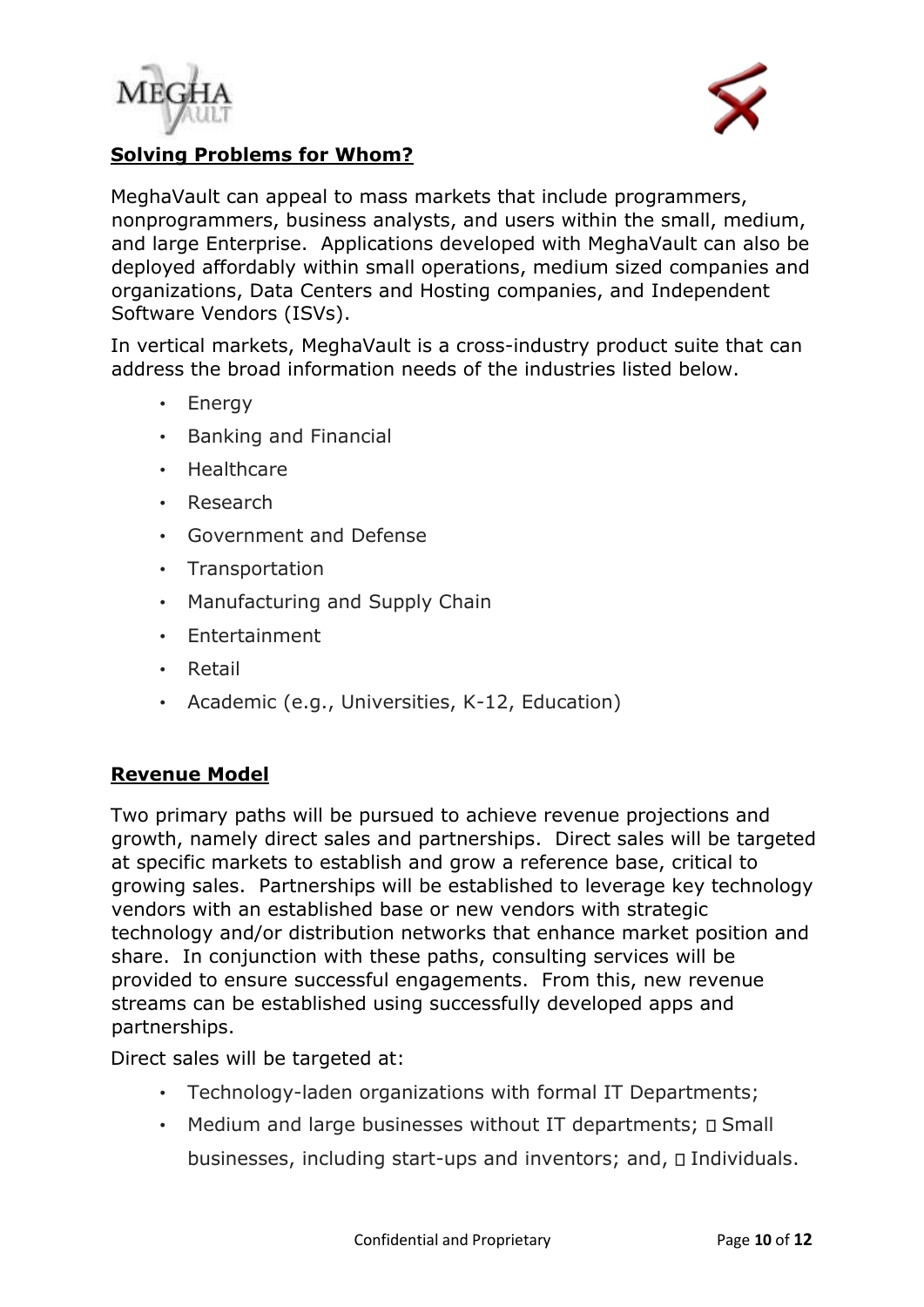## Solving Problems for Whom?

MeghaVault can appeal to mass markets that include programmers, nonprogrammers, business analysts, and users within the small, medium, and large Enterprise. Applications developed with MeghaVault can also be deployed affordably within small operations, medium sized companies and organizations, Data Centers and Hosting companies, and Independent Software Vendors (ISVs).

In vertical markets, MeghaVault is a cross-industry product suite that can address the broad information needs of the industries listed below.

- Energy
- Banking and Financial
- Healthcare
- Research
- Government and Defense
- Transportation
- Manufacturing and Supply Chain
- Entertainment
- Retail
- Academic (e.g., Universities, K-12, Education)

## Revenue Model

Two primary paths will be pursued to achieve revenue projections and growth, namely direct sales and partnerships. Direct sales will be targeted at specific markets to establish and grow a reference base, critical to growing sales. Partnerships will be established to leverage key technology vendors with an established base or new vendors with strategic technology and/or distribution networks that enhance market position and share. In conjunction with these paths, consulting services will be provided to ensure successful engagements. From this, new revenue streams can be established using successfully developed apps and partnerships.

Direct sales will be targeted at:

- Technology-laden organizations with formal IT Departments;
- Medium and large businesses without IT departments;  Small businesses, including start-ups and inventors; and,  Individuals.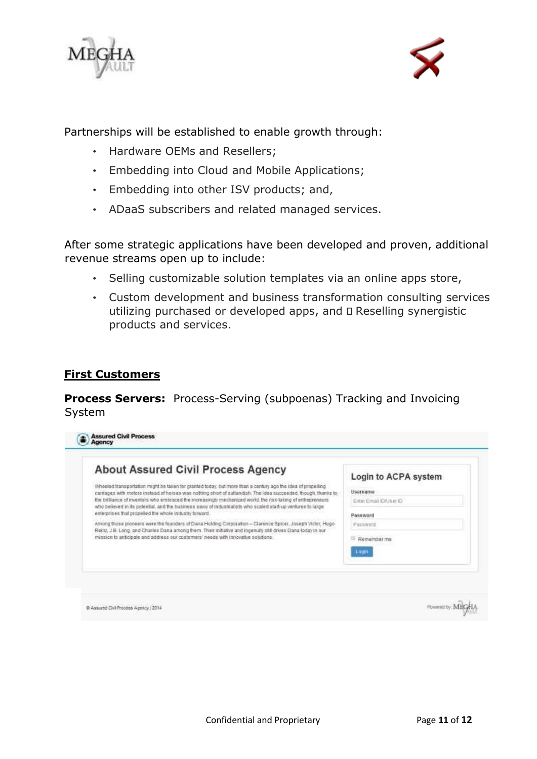Partnerships will be established to enable growth through:

- Hardware OEMs and Resellers;
- Embedding into Cloud and Mobile Applications;
- Embedding into other ISV products; and,
- ADaaS subscribers and related managed services.

After some strategic applications have been developed and proven, additional revenue streams open up to include:

- Selling customizable solution templates via an online apps store,
- Custom development and business transformation consulting services utilizing purchased or developed apps, and  Reselling synergistic products and services.

## First Customers

**Process Servers:** Process-Serving (subpoenas) Tracking and Invoicing System

Assured Civil Process Agency

### About Assured Civil Process Agency

Wheeled transportation might be taken for granted today, but more than a century ago the idea of propelling carriages with motors instead of horses was nothing short of outlandish. The idea succeeded, though, thanks to the brilliance of inventors who embraced the increasingly mechanized world, the risk-taking of entrepreneurs who believed in its potential, and the business savvy of industrialists who scaled start-up ventures to large enterprises that propelled the whole industry forward.

Among those pioneers were the founders of Dana Holding Corporation – Clarence Spicer, Joseph Victor, Hugo Reinz, J.B. Long, and Charles Dana among them. Their initiative and ingenuity still drives Dana today in our mission to anticipate and address our customers' needs with innovative solutions.

Login to ACPA system

Username

Enter Email ID/User ID

Password

Password

Remember me

Login

© Assured Civil Process Agency | 2014

Powered by MEGHA VAULT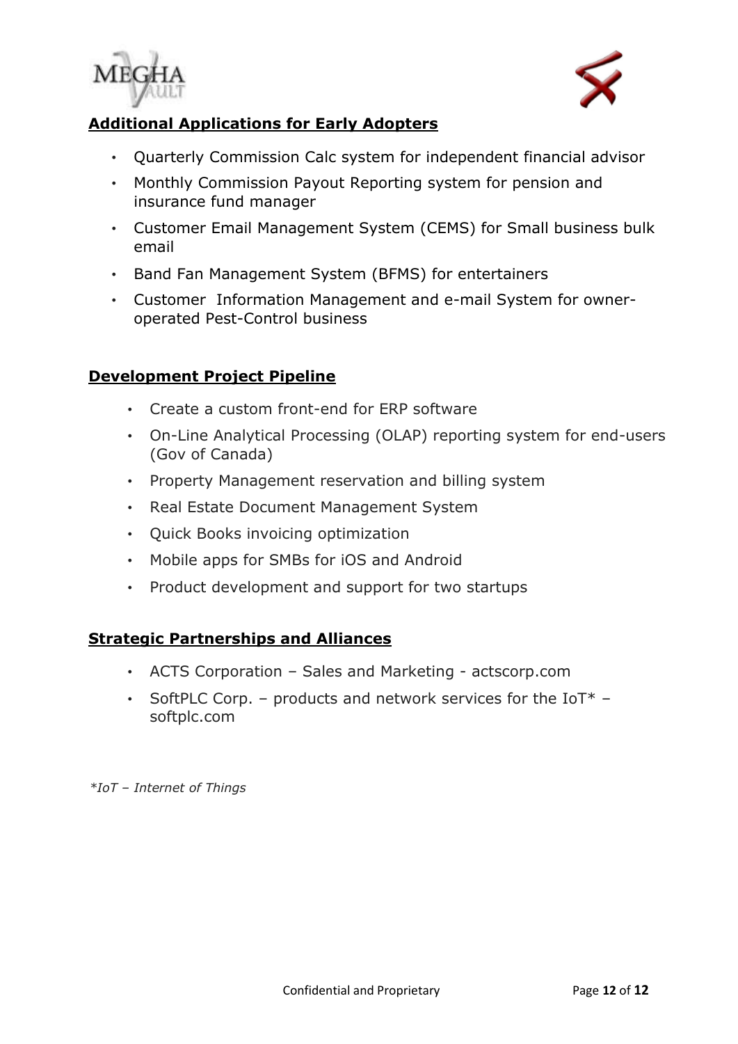## Additional Applications for Early Adopters

- Quarterly Commission Calc system for independent financial advisor
- Monthly Commission Payout Reporting system for pension and insurance fund manager
- Customer Email Management System (CEMS) for Small business bulk email
- Band Fan Management System (BFMS) for entertainers
- Customer Information Management and e-mail System for owner-operated Pest-Control business

## Development Project Pipeline

- Create a custom front-end for ERP software
- On-Line Analytical Processing (OLAP) reporting system for end-users (Gov of Canada)
- Property Management reservation and billing system
- Real Estate Document Management System
- Quick Books invoicing optimization
- Mobile apps for SMBs for iOS and Android
- Product development and support for two startups

## Strategic Partnerships and Alliances

- ACTS Corporation – Sales and Marketing - actscorp.com
- SoftPLC Corp. – products and network services for the IoT* – softplc.com

*\*IoT – Internet of Things*

Confidential and Proprietary